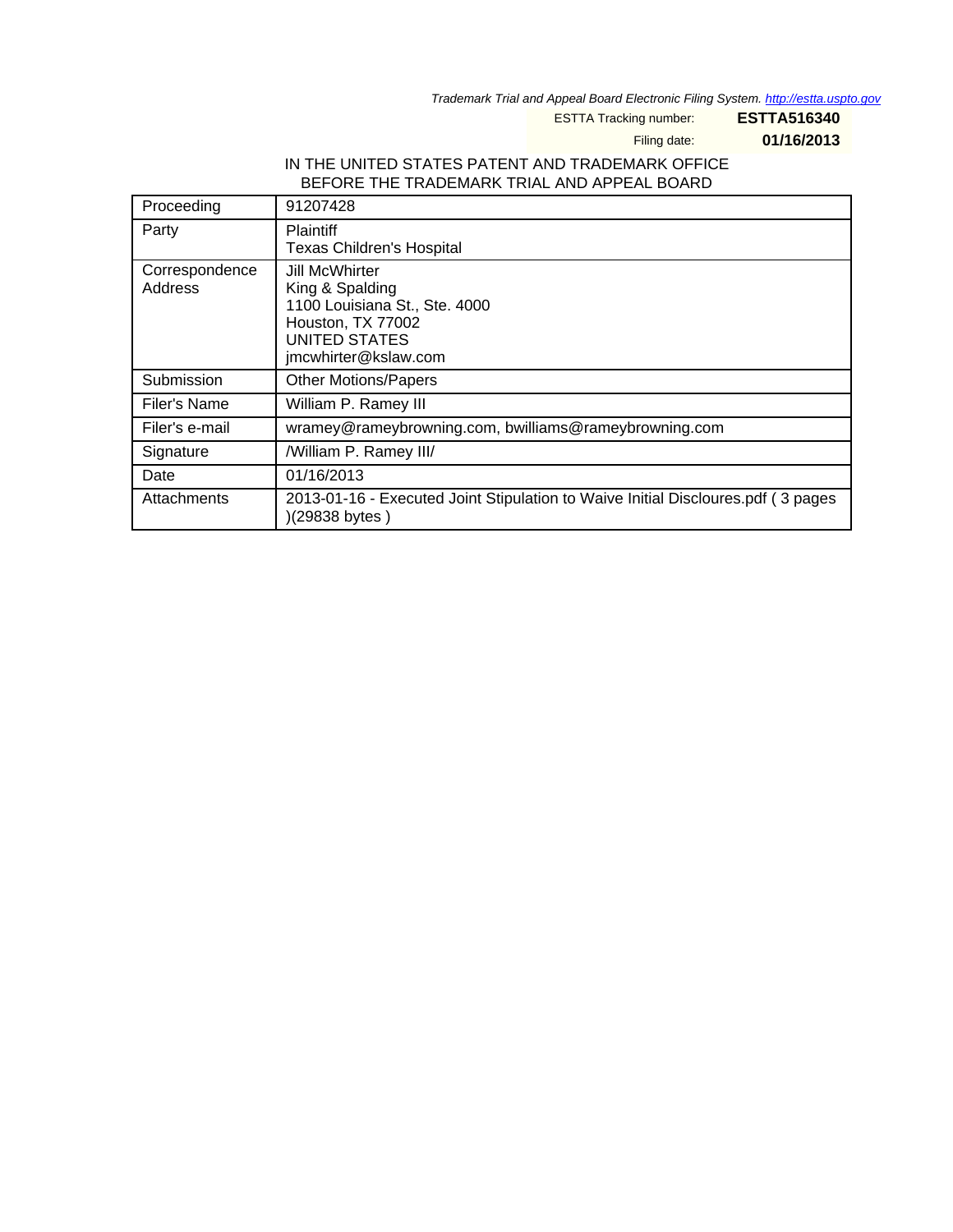*Trademark Trial and Appeal Board Electronic Filing System. http://estta.uspto.gov*

ESTTA Tracking number: **ESTTA516340**

Filing date: **01/16/2013**

IN THE UNITED STATES PATENT AND TRADEMARK OFFICE
BEFORE THE TRADEMARK TRIAL AND APPEAL BOARD

| | |
|---|---|
| Proceeding | 91207428 |
| Party | Plaintiff<br>Texas Children's Hospital |
| Correspondence Address | Jill McWhirter<br>King & Spalding<br>1100 Louisiana St., Ste. 4000<br>Houston, TX 77002<br>UNITED STATES<br>jmcwhirter@kslaw.com |
| Submission | Other Motions/Papers |
| Filer's Name | William P. Ramey III |
| Filer's e-mail | wramey@rameybrowning.com, bwilliams@rameybrowning.com |
| Signature | /William P. Ramey III/ |
| Date | 01/16/2013 |
| Attachments | 2013-01-16 - Executed Joint Stipulation to Waive Initial Discloures.pdf ( 3 pages )(29838 bytes ) |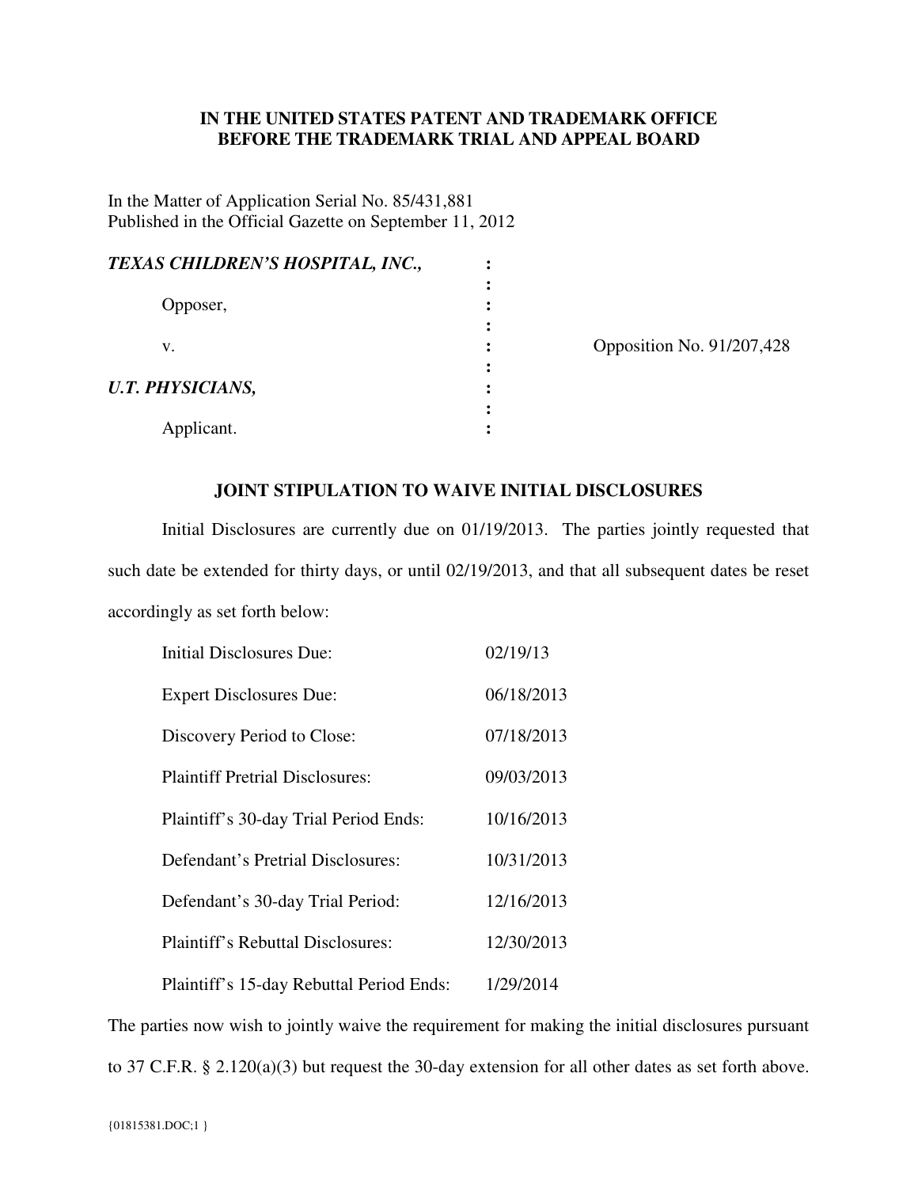**IN THE UNITED STATES PATENT AND TRADEMARK OFFICE**
**BEFORE THE TRADEMARK TRIAL AND APPEAL BOARD**

In the Matter of Application Serial No. 85/431,881
Published in the Official Gazette on September 11, 2012

| | | |
|---|---|---|
| ***TEXAS CHILDREN'S HOSPITAL, INC.,*** | : | |
| | : | |
| Opposer, | : | |
| | : | |
| v. | : | Opposition No. 91/207,428 |
| | : | |
| ***U.T. PHYSICIANS,*** | : | |
| | : | |
| Applicant. | : | |

## JOINT STIPULATION TO WAIVE INITIAL DISCLOSURES

Initial Disclosures are currently due on 01/19/2013. The parties jointly requested that such date be extended for thirty days, or until 02/19/2013, and that all subsequent dates be reset accordingly as set forth below:

| | |
|---|---|
| Initial Disclosures Due: | 02/19/13 |
| Expert Disclosures Due: | 06/18/2013 |
| Discovery Period to Close: | 07/18/2013 |
| Plaintiff Pretrial Disclosures: | 09/03/2013 |
| Plaintiff's 30-day Trial Period Ends: | 10/16/2013 |
| Defendant's Pretrial Disclosures: | 10/31/2013 |
| Defendant's 30-day Trial Period: | 12/16/2013 |
| Plaintiff's Rebuttal Disclosures: | 12/30/2013 |
| Plaintiff's 15-day Rebuttal Period Ends: | 1/29/2014 |

The parties now wish to jointly waive the requirement for making the initial disclosures pursuant to 37 C.F.R. § 2.120(a)(3) but request the 30-day extension for all other dates as set forth above.

{01815381.DOC;1 }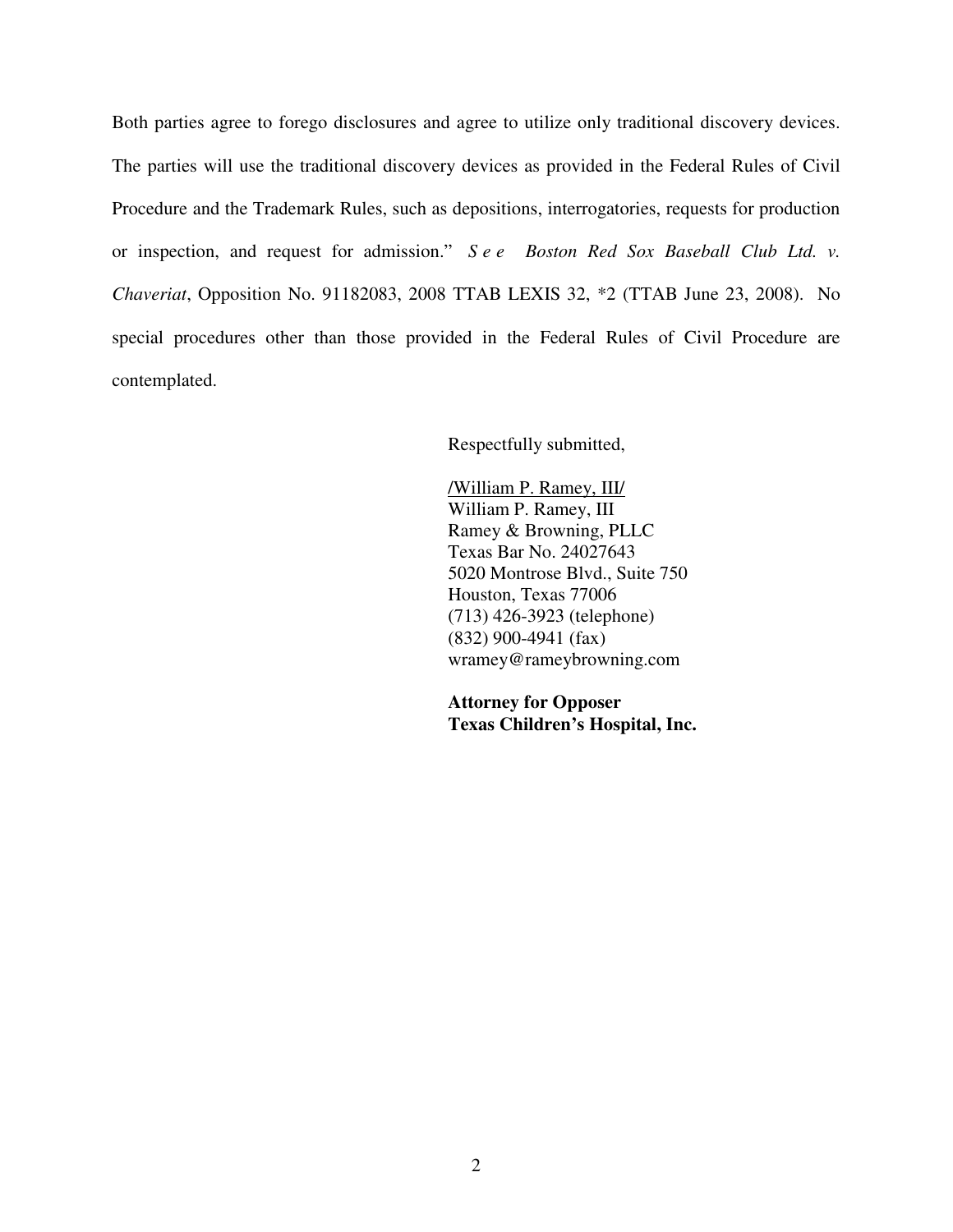Both parties agree to forego disclosures and agree to utilize only traditional discovery devices. The parties will use the traditional discovery devices as provided in the Federal Rules of Civil Procedure and the Trademark Rules, such as depositions, interrogatories, requests for production or inspection, and request for admission." *See Boston Red Sox Baseball Club Ltd. v. Chaveriat*, Opposition No. 91182083, 2008 TTAB LEXIS 32, *2 (TTAB June 23, 2008). No special procedures other than those provided in the Federal Rules of Civil Procedure are contemplated.

Respectfully submitted,

/William P. Ramey, III/
William P. Ramey, III
Ramey & Browning, PLLC
Texas Bar No. 24027643
5020 Montrose Blvd., Suite 750
Houston, Texas 77006
(713) 426-3923 (telephone)
(832) 900-4941 (fax)
wramey@rameybrowning.com

**Attorney for Opposer**
**Texas Children's Hospital, Inc.**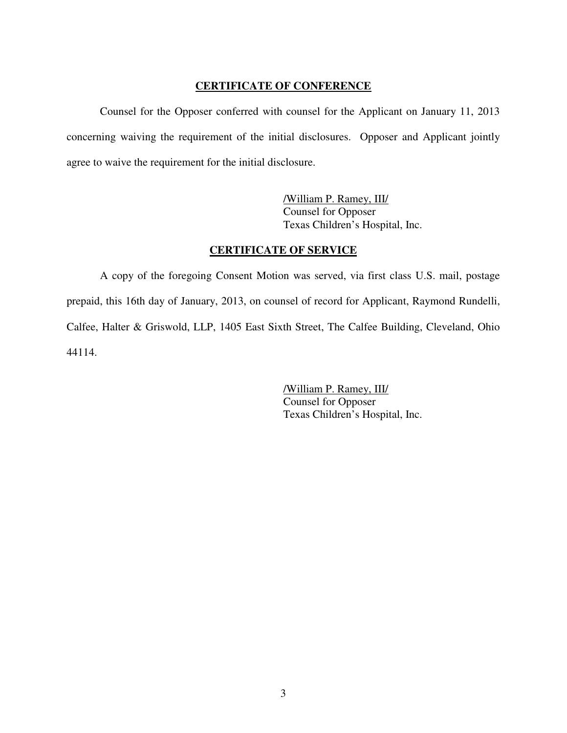## CERTIFICATE OF CONFERENCE

Counsel for the Opposer conferred with counsel for the Applicant on January 11, 2013 concerning waiving the requirement of the initial disclosures. Opposer and Applicant jointly agree to waive the requirement for the initial disclosure.

/William P. Ramey, III/
Counsel for Opposer
Texas Children's Hospital, Inc.

## CERTIFICATE OF SERVICE

A copy of the foregoing Consent Motion was served, via first class U.S. mail, postage prepaid, this 16th day of January, 2013, on counsel of record for Applicant, Raymond Rundelli, Calfee, Halter & Griswold, LLP, 1405 East Sixth Street, The Calfee Building, Cleveland, Ohio 44114.

/William P. Ramey, III/
Counsel for Opposer
Texas Children's Hospital, Inc.